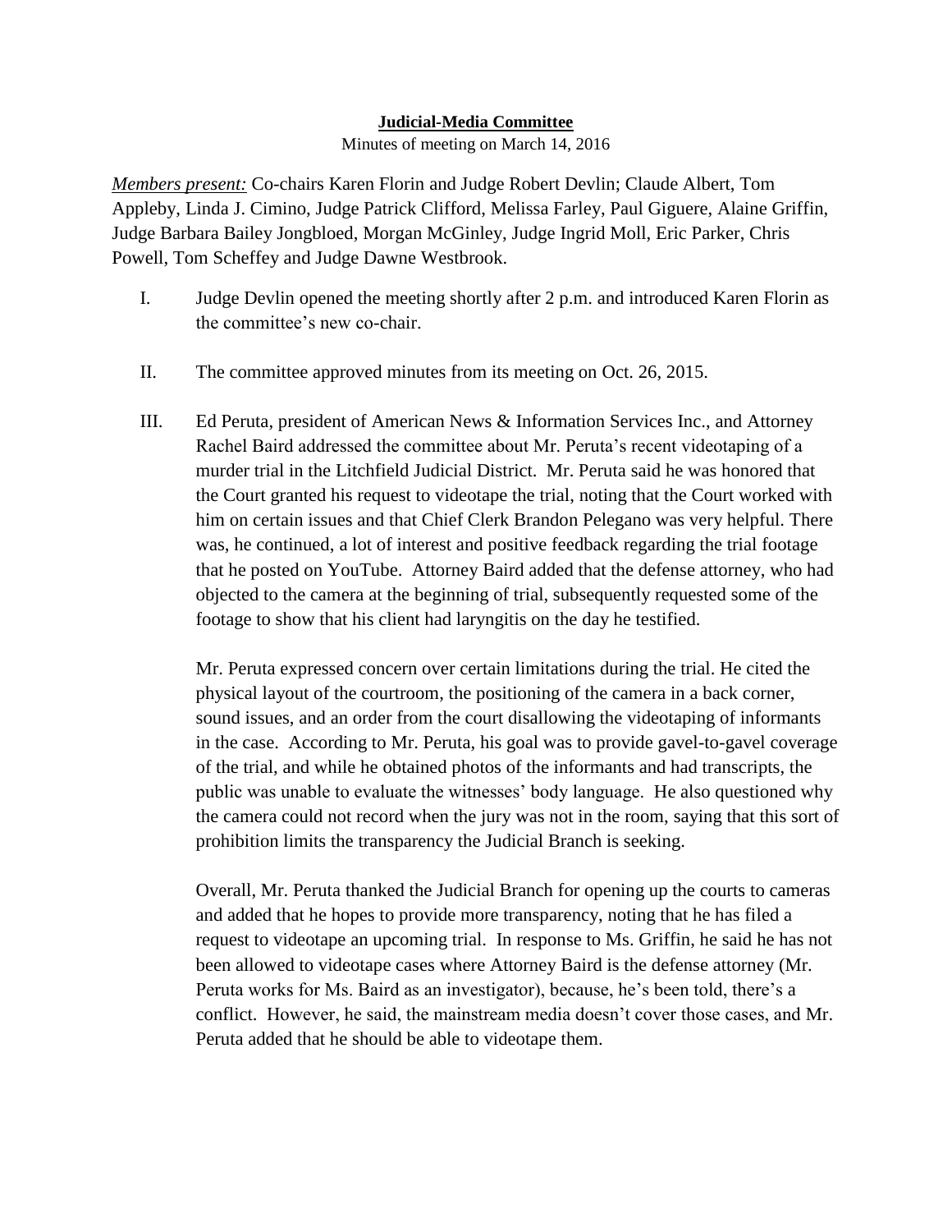**Judicial-Media Committee**

Minutes of meeting on March 14, 2016

*Members present:* Co-chairs Karen Florin and Judge Robert Devlin; Claude Albert, Tom Appleby, Linda J. Cimino, Judge Patrick Clifford, Melissa Farley, Paul Giguere, Alaine Griffin, Judge Barbara Bailey Jongbloed, Morgan McGinley, Judge Ingrid Moll, Eric Parker, Chris Powell, Tom Scheffey and Judge Dawne Westbrook.

I. Judge Devlin opened the meeting shortly after 2 p.m. and introduced Karen Florin as the committee's new co-chair.

II. The committee approved minutes from its meeting on Oct. 26, 2015.

III. Ed Peruta, president of American News & Information Services Inc., and Attorney Rachel Baird addressed the committee about Mr. Peruta's recent videotaping of a murder trial in the Litchfield Judicial District. Mr. Peruta said he was honored that the Court granted his request to videotape the trial, noting that the Court worked with him on certain issues and that Chief Clerk Brandon Pelegano was very helpful. There was, he continued, a lot of interest and positive feedback regarding the trial footage that he posted on YouTube. Attorney Baird added that the defense attorney, who had objected to the camera at the beginning of trial, subsequently requested some of the footage to show that his client had laryngitis on the day he testified.

    Mr. Peruta expressed concern over certain limitations during the trial. He cited the physical layout of the courtroom, the positioning of the camera in a back corner, sound issues, and an order from the court disallowing the videotaping of informants in the case. According to Mr. Peruta, his goal was to provide gavel-to-gavel coverage of the trial, and while he obtained photos of the informants and had transcripts, the public was unable to evaluate the witnesses' body language. He also questioned why the camera could not record when the jury was not in the room, saying that this sort of prohibition limits the transparency the Judicial Branch is seeking.

    Overall, Mr. Peruta thanked the Judicial Branch for opening up the courts to cameras and added that he hopes to provide more transparency, noting that he has filed a request to videotape an upcoming trial. In response to Ms. Griffin, he said he has not been allowed to videotape cases where Attorney Baird is the defense attorney (Mr. Peruta works for Ms. Baird as an investigator), because, he's been told, there's a conflict. However, he said, the mainstream media doesn't cover those cases, and Mr. Peruta added that he should be able to videotape them.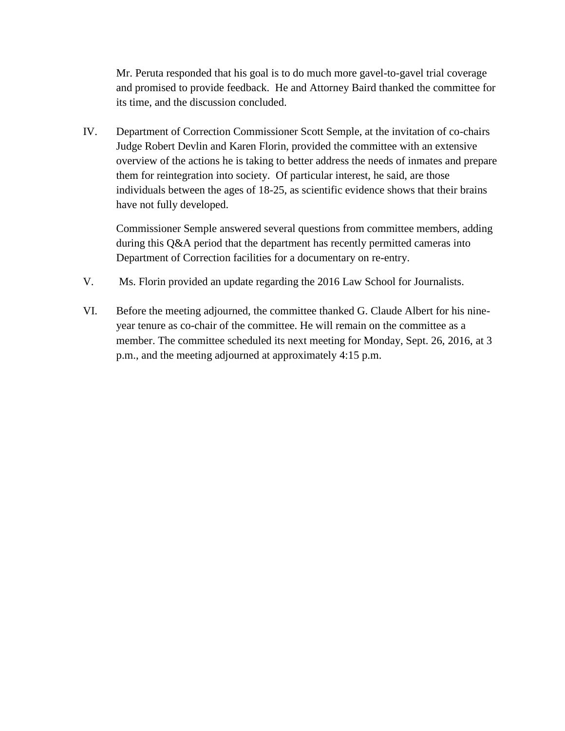Mr. Peruta responded that his goal is to do much more gavel-to-gavel trial coverage and promised to provide feedback.  He and Attorney Baird thanked the committee for its time, and the discussion concluded.

IV. Department of Correction Commissioner Scott Semple, at the invitation of co-chairs Judge Robert Devlin and Karen Florin, provided the committee with an extensive overview of the actions he is taking to better address the needs of inmates and prepare them for reintegration into society.  Of particular interest, he said, are those individuals between the ages of 18-25, as scientific evidence shows that their brains have not fully developed.

    Commissioner Semple answered several questions from committee members, adding during this Q&A period that the department has recently permitted cameras into Department of Correction facilities for a documentary on re-entry.

V. Ms. Florin provided an update regarding the 2016 Law School for Journalists.

VI. Before the meeting adjourned, the committee thanked G. Claude Albert for his nine-year tenure as co-chair of the committee. He will remain on the committee as a member. The committee scheduled its next meeting for Monday, Sept. 26, 2016, at 3 p.m., and the meeting adjourned at approximately 4:15 p.m.